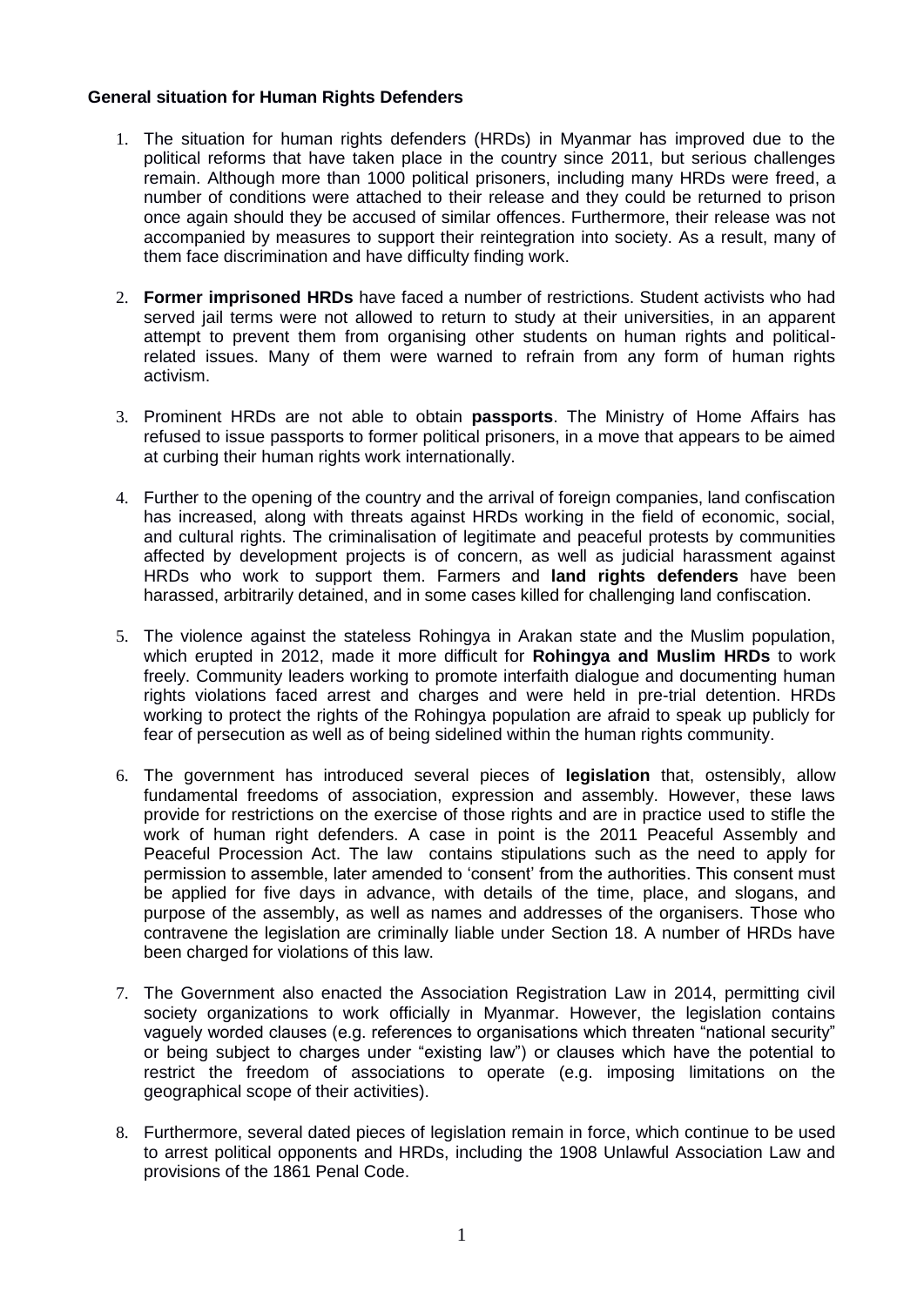**General situation for Human Rights Defenders**

1. The situation for human rights defenders (HRDs) in Myanmar has improved due to the political reforms that have taken place in the country since 2011, but serious challenges remain. Although more than 1000 political prisoners, including many HRDs were freed, a number of conditions were attached to their release and they could be returned to prison once again should they be accused of similar offences. Furthermore, their release was not accompanied by measures to support their reintegration into society. As a result, many of them face discrimination and have difficulty finding work.

2. **Former imprisoned HRDs** have faced a number of restrictions. Student activists who had served jail terms were not allowed to return to study at their universities, in an apparent attempt to prevent them from organising other students on human rights and political-related issues. Many of them were warned to refrain from any form of human rights activism.

3. Prominent HRDs are not able to obtain **passports**. The Ministry of Home Affairs has refused to issue passports to former political prisoners, in a move that appears to be aimed at curbing their human rights work internationally.

4. Further to the opening of the country and the arrival of foreign companies, land confiscation has increased, along with threats against HRDs working in the field of economic, social, and cultural rights. The criminalisation of legitimate and peaceful protests by communities affected by development projects is of concern, as well as judicial harassment against HRDs who work to support them. Farmers and **land rights defenders** have been harassed, arbitrarily detained, and in some cases killed for challenging land confiscation.

5. The violence against the stateless Rohingya in Arakan state and the Muslim population, which erupted in 2012, made it more difficult for **Rohingya and Muslim HRDs** to work freely. Community leaders working to promote interfaith dialogue and documenting human rights violations faced arrest and charges and were held in pre-trial detention. HRDs working to protect the rights of the Rohingya population are afraid to speak up publicly for fear of persecution as well as of being sidelined within the human rights community.

6. The government has introduced several pieces of **legislation** that, ostensibly, allow fundamental freedoms of association, expression and assembly. However, these laws provide for restrictions on the exercise of those rights and are in practice used to stifle the work of human right defenders. A case in point is the 2011 Peaceful Assembly and Peaceful Procession Act. The law contains stipulations such as the need to apply for permission to assemble, later amended to 'consent' from the authorities. This consent must be applied for five days in advance, with details of the time, place, and slogans, and purpose of the assembly, as well as names and addresses of the organisers. Those who contravene the legislation are criminally liable under Section 18. A number of HRDs have been charged for violations of this law.

7. The Government also enacted the Association Registration Law in 2014, permitting civil society organizations to work officially in Myanmar. However, the legislation contains vaguely worded clauses (e.g. references to organisations which threaten "national security" or being subject to charges under "existing law") or clauses which have the potential to restrict the freedom of associations to operate (e.g. imposing limitations on the geographical scope of their activities).

8. Furthermore, several dated pieces of legislation remain in force, which continue to be used to arrest political opponents and HRDs, including the 1908 Unlawful Association Law and provisions of the 1861 Penal Code.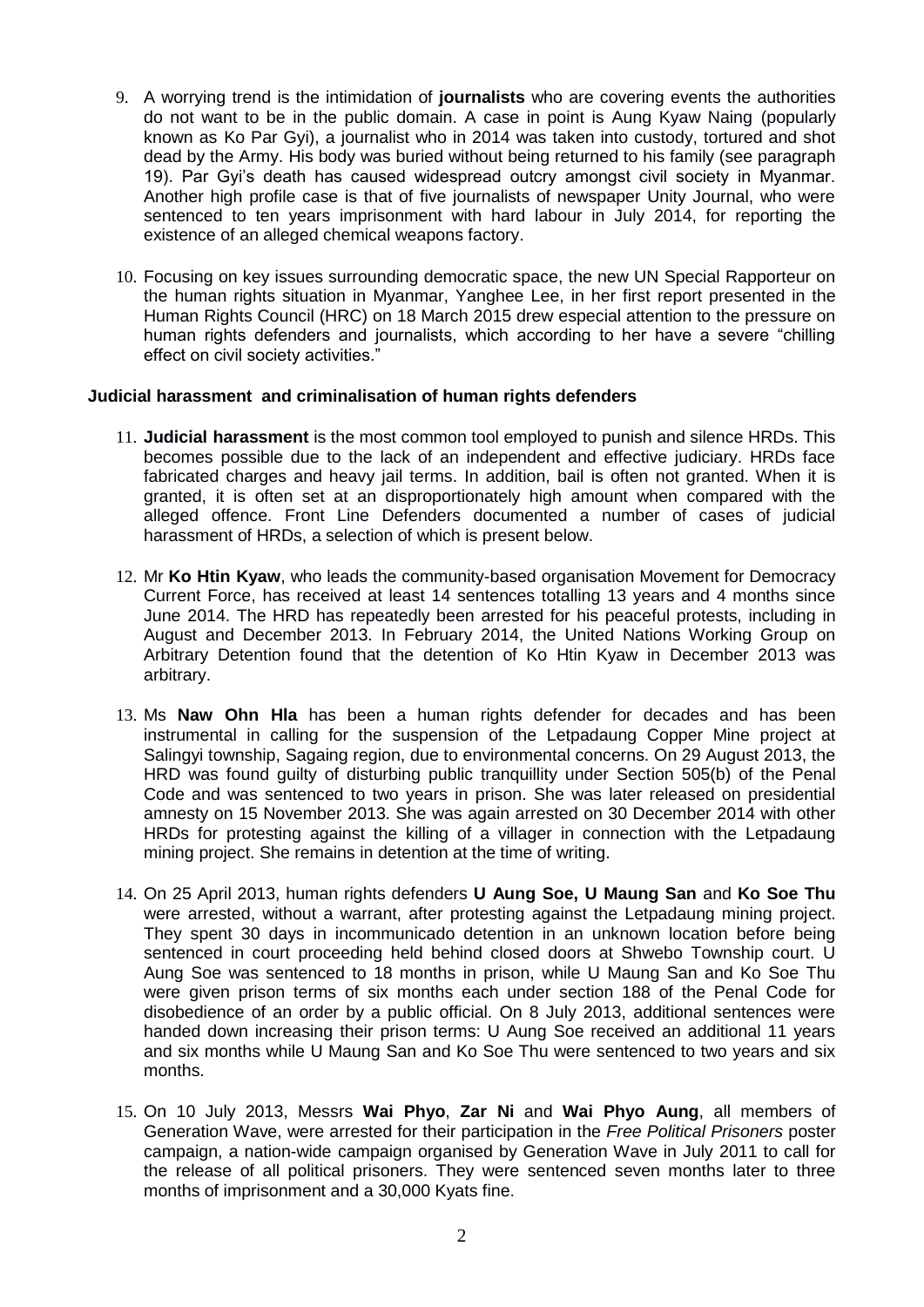9. A worrying trend is the intimidation of **journalists** who are covering events the authorities do not want to be in the public domain. A case in point is Aung Kyaw Naing (popularly known as Ko Par Gyi), a journalist who in 2014 was taken into custody, tortured and shot dead by the Army. His body was buried without being returned to his family (see paragraph 19). Par Gyi's death has caused widespread outcry amongst civil society in Myanmar. Another high profile case is that of five journalists of newspaper Unity Journal, who were sentenced to ten years imprisonment with hard labour in July 2014, for reporting the existence of an alleged chemical weapons factory.

10. Focusing on key issues surrounding democratic space, the new UN Special Rapporteur on the human rights situation in Myanmar, Yanghee Lee, in her first report presented in the Human Rights Council (HRC) on 18 March 2015 drew especial attention to the pressure on human rights defenders and journalists, which according to her have a severe "chilling effect on civil society activities."

**Judicial harassment and criminalisation of human rights defenders**

11. **Judicial harassment** is the most common tool employed to punish and silence HRDs. This becomes possible due to the lack of an independent and effective judiciary. HRDs face fabricated charges and heavy jail terms. In addition, bail is often not granted. When it is granted, it is often set at an disproportionately high amount when compared with the alleged offence. Front Line Defenders documented a number of cases of judicial harassment of HRDs, a selection of which is present below.

12. Mr **Ko Htin Kyaw**, who leads the community-based organisation Movement for Democracy Current Force, has received at least 14 sentences totalling 13 years and 4 months since June 2014. The HRD has repeatedly been arrested for his peaceful protests, including in August and December 2013. In February 2014, the United Nations Working Group on Arbitrary Detention found that the detention of Ko Htin Kyaw in December 2013 was arbitrary.

13. Ms **Naw Ohn Hla** has been a human rights defender for decades and has been instrumental in calling for the suspension of the Letpadaung Copper Mine project at Salingyi township, Sagaing region, due to environmental concerns. On 29 August 2013, the HRD was found guilty of disturbing public tranquillity under Section 505(b) of the Penal Code and was sentenced to two years in prison. She was later released on presidential amnesty on 15 November 2013. She was again arrested on 30 December 2014 with other HRDs for protesting against the killing of a villager in connection with the Letpadaung mining project. She remains in detention at the time of writing.

14. On 25 April 2013, human rights defenders **U Aung Soe, U Maung San** and **Ko Soe Thu** were arrested, without a warrant, after protesting against the Letpadaung mining project. They spent 30 days in incommunicado detention in an unknown location before being sentenced in court proceeding held behind closed doors at Shwebo Township court. U Aung Soe was sentenced to 18 months in prison, while U Maung San and Ko Soe Thu were given prison terms of six months each under section 188 of the Penal Code for disobedience of an order by a public official. On 8 July 2013, additional sentences were handed down increasing their prison terms: U Aung Soe received an additional 11 years and six months while U Maung San and Ko Soe Thu were sentenced to two years and six months.

15. On 10 July 2013, Messrs **Wai Phyo**, **Zar Ni** and **Wai Phyo Aung**, all members of Generation Wave, were arrested for their participation in the *Free Political Prisoners* poster campaign, a nation-wide campaign organised by Generation Wave in July 2011 to call for the release of all political prisoners. They were sentenced seven months later to three months of imprisonment and a 30,000 Kyats fine.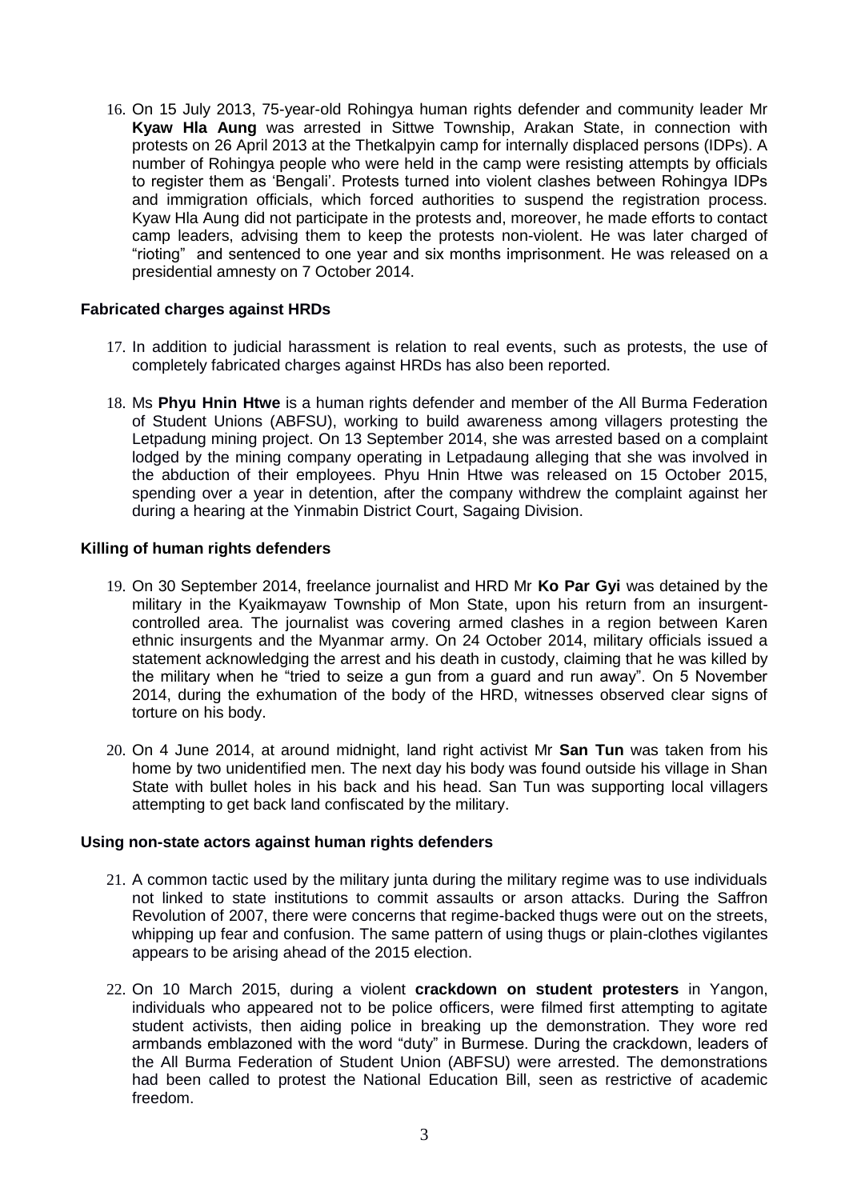16. On 15 July 2013, 75-year-old Rohingya human rights defender and community leader Mr **Kyaw Hla Aung** was arrested in Sittwe Township, Arakan State, in connection with protests on 26 April 2013 at the Thetkalpyin camp for internally displaced persons (IDPs). A number of Rohingya people who were held in the camp were resisting attempts by officials to register them as 'Bengali'. Protests turned into violent clashes between Rohingya IDPs and immigration officials, which forced authorities to suspend the registration process. Kyaw Hla Aung did not participate in the protests and, moreover, he made efforts to contact camp leaders, advising them to keep the protests non-violent. He was later charged of "rioting" and sentenced to one year and six months imprisonment. He was released on a presidential amnesty on 7 October 2014.

**Fabricated charges against HRDs**

17. In addition to judicial harassment is relation to real events, such as protests, the use of completely fabricated charges against HRDs has also been reported.

18. Ms **Phyu Hnin Htwe** is a human rights defender and member of the All Burma Federation of Student Unions (ABFSU), working to build awareness among villagers protesting the Letpadung mining project. On 13 September 2014, she was arrested based on a complaint lodged by the mining company operating in Letpadaung alleging that she was involved in the abduction of their employees. Phyu Hnin Htwe was released on 15 October 2015, spending over a year in detention, after the company withdrew the complaint against her during a hearing at the Yinmabin District Court, Sagaing Division.

**Killing of human rights defenders**

19. On 30 September 2014, freelance journalist and HRD Mr **Ko Par Gyi** was detained by the military in the Kyaikmayaw Township of Mon State, upon his return from an insurgent-controlled area. The journalist was covering armed clashes in a region between Karen ethnic insurgents and the Myanmar army. On 24 October 2014, military officials issued a statement acknowledging the arrest and his death in custody, claiming that he was killed by the military when he "tried to seize a gun from a guard and run away". On 5 November 2014, during the exhumation of the body of the HRD, witnesses observed clear signs of torture on his body.

20. On 4 June 2014, at around midnight, land right activist Mr **San Tun** was taken from his home by two unidentified men. The next day his body was found outside his village in Shan State with bullet holes in his back and his head. San Tun was supporting local villagers attempting to get back land confiscated by the military.

**Using non-state actors against human rights defenders**

21. A common tactic used by the military junta during the military regime was to use individuals not linked to state institutions to commit assaults or arson attacks. During the Saffron Revolution of 2007, there were concerns that regime-backed thugs were out on the streets, whipping up fear and confusion. The same pattern of using thugs or plain-clothes vigilantes appears to be arising ahead of the 2015 election.

22. On 10 March 2015, during a violent **crackdown on student protesters** in Yangon, individuals who appeared not to be police officers, were filmed first attempting to agitate student activists, then aiding police in breaking up the demonstration. They wore red armbands emblazoned with the word "duty" in Burmese. During the crackdown, leaders of the All Burma Federation of Student Union (ABFSU) were arrested. The demonstrations had been called to protest the National Education Bill, seen as restrictive of academic freedom.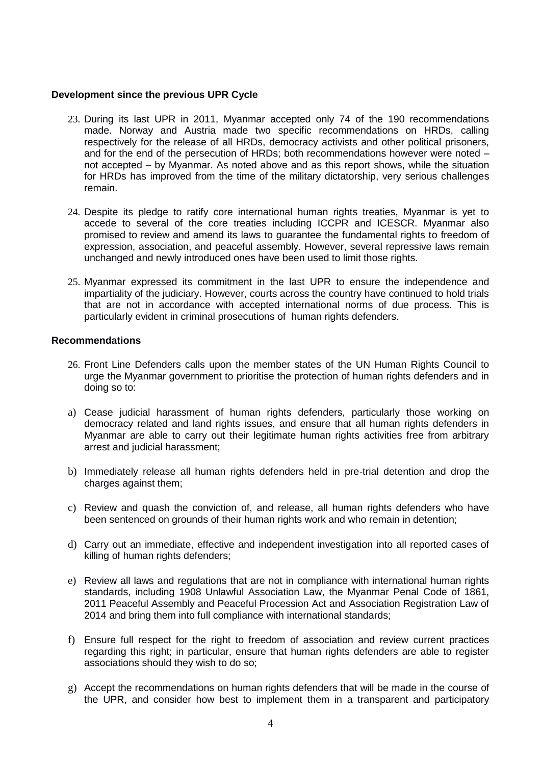**Development since the previous UPR Cycle**

23. During its last UPR in 2011, Myanmar accepted only 74 of the 190 recommendations made. Norway and Austria made two specific recommendations on HRDs, calling respectively for the release of all HRDs, democracy activists and other political prisoners, and for the end of the persecution of HRDs; both recommendations however were noted – not accepted – by Myanmar. As noted above and as this report shows, while the situation for HRDs has improved from the time of the military dictatorship, very serious challenges remain.

24. Despite its pledge to ratify core international human rights treaties, Myanmar is yet to accede to several of the core treaties including ICCPR and ICESCR. Myanmar also promised to review and amend its laws to guarantee the fundamental rights to freedom of expression, association, and peaceful assembly. However, several repressive laws remain unchanged and newly introduced ones have been used to limit those rights.

25. Myanmar expressed its commitment in the last UPR to ensure the independence and impartiality of the judiciary. However, courts across the country have continued to hold trials that are not in accordance with accepted international norms of due process. This is particularly evident in criminal prosecutions of human rights defenders.

**Recommendations**

26. Front Line Defenders calls upon the member states of the UN Human Rights Council to urge the Myanmar government to prioritise the protection of human rights defenders and in doing so to:

a) Cease judicial harassment of human rights defenders, particularly those working on democracy related and land rights issues, and ensure that all human rights defenders in Myanmar are able to carry out their legitimate human rights activities free from arbitrary arrest and judicial harassment;

b) Immediately release all human rights defenders held in pre-trial detention and drop the charges against them;

c) Review and quash the conviction of, and release, all human rights defenders who have been sentenced on grounds of their human rights work and who remain in detention;

d) Carry out an immediate, effective and independent investigation into all reported cases of killing of human rights defenders;

e) Review all laws and regulations that are not in compliance with international human rights standards, including 1908 Unlawful Association Law, the Myanmar Penal Code of 1861, 2011 Peaceful Assembly and Peaceful Procession Act and Association Registration Law of 2014 and bring them into full compliance with international standards;

f) Ensure full respect for the right to freedom of association and review current practices regarding this right; in particular, ensure that human rights defenders are able to register associations should they wish to do so;

g) Accept the recommendations on human rights defenders that will be made in the course of the UPR, and consider how best to implement them in a transparent and participatory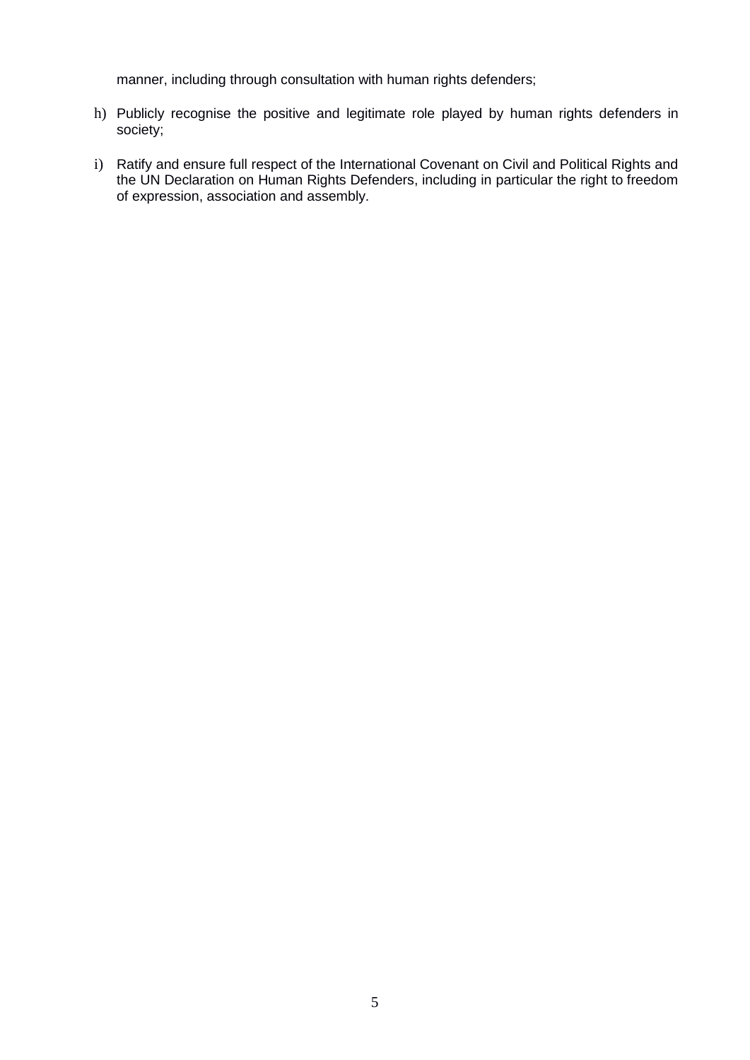manner, including through consultation with human rights defenders;

h) Publicly recognise the positive and legitimate role played by human rights defenders in society;

i) Ratify and ensure full respect of the International Covenant on Civil and Political Rights and the UN Declaration on Human Rights Defenders, including in particular the right to freedom of expression, association and assembly.